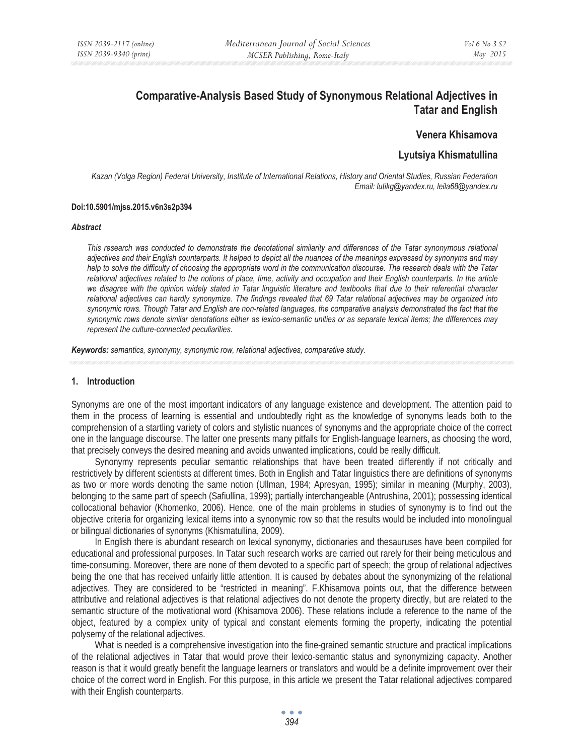# Comparative-Analysis Based Study of Synonymous Relational Adjectives in Tatar and English

**Venera Khisamova**

**Lyutsiya Khismatullina**

*Kazan (Volga Region) Federal University, Institute of International Relations, History and Oriental Studies, Russian Federation*
*Email: lutikg@yandex.ru, leila68@yandex.ru*

**Doi:10.5901/mjss.2015.v6n3s2p394**

#### *Abstract*

*This research was conducted to demonstrate the denotational similarity and differences of the Tatar synonymous relational adjectives and their English counterparts. It helped to depict all the nuances of the meanings expressed by synonyms and may help to solve the difficulty of choosing the appropriate word in the communication discourse. The research deals with the Tatar relational adjectives related to the notions of place, time, activity and occupation and their English counterparts. In the article we disagree with the opinion widely stated in Tatar linguistic literature and textbooks that due to their referential character relational adjectives can hardly synonymize. The findings revealed that 69 Tatar relational adjectives may be organized into synonymic rows. Though Tatar and English are non-related languages, the comparative analysis demonstrated the fact that the synonymic rows denote similar denotations either as lexico-semantic unities or as separate lexical items; the differences may represent the culture-connected peculiarities.*

***Keywords:*** *semantics, synonymy, synonymic row, relational adjectives, comparative study.*

## 1. Introduction

Synonyms are one of the most important indicators of any language existence and development. The attention paid to them in the process of learning is essential and undoubtedly right as the knowledge of synonyms leads both to the comprehension of a startling variety of colors and stylistic nuances of synonyms and the appropriate choice of the correct one in the language discourse. The latter one presents many pitfalls for English-language learners, as choosing the word, that precisely conveys the desired meaning and avoids unwanted implications, could be really difficult.

Synonymy represents peculiar semantic relationships that have been treated differently if not critically and restrictively by different scientists at different times. Both in English and Tatar linguistics there are definitions of synonyms as two or more words denoting the same notion (Ullman, 1984; Apresyan, 1995); similar in meaning (Murphy, 2003), belonging to the same part of speech (Safiullina, 1999); partially interchangeable (Antrushina, 2001); possessing identical collocational behavior (Khomenko, 2006). Hence, one of the main problems in studies of synonymy is to find out the objective criteria for organizing lexical items into a synonymic row so that the results would be included into monolingual or bilingual dictionaries of synonyms (Khismatullina, 2009).

In English there is abundant research on lexical synonymy, dictionaries and thesauruses have been compiled for educational and professional purposes. In Tatar such research works are carried out rarely for their being meticulous and time-consuming. Moreover, there are none of them devoted to a specific part of speech; the group of relational adjectives being the one that has received unfairly little attention. It is caused by debates about the synonymizing of the relational adjectives. They are considered to be "restricted in meaning". F.Khisamova points out, that the difference between attributive and relational adjectives is that relational adjectives do not denote the property directly, but are related to the semantic structure of the motivational word (Khisamova 2006). These relations include a reference to the name of the object, featured by a complex unity of typical and constant elements forming the property, indicating the potential polysemy of the relational adjectives.

What is needed is a comprehensive investigation into the fine-grained semantic structure and practical implications of the relational adjectives in Tatar that would prove their lexico-semantic status and synonymizing capacity. Another reason is that it would greatly benefit the language learners or translators and would be a definite improvement over their choice of the correct word in English. For this purpose, in this article we present the Tatar relational adjectives compared with their English counterparts.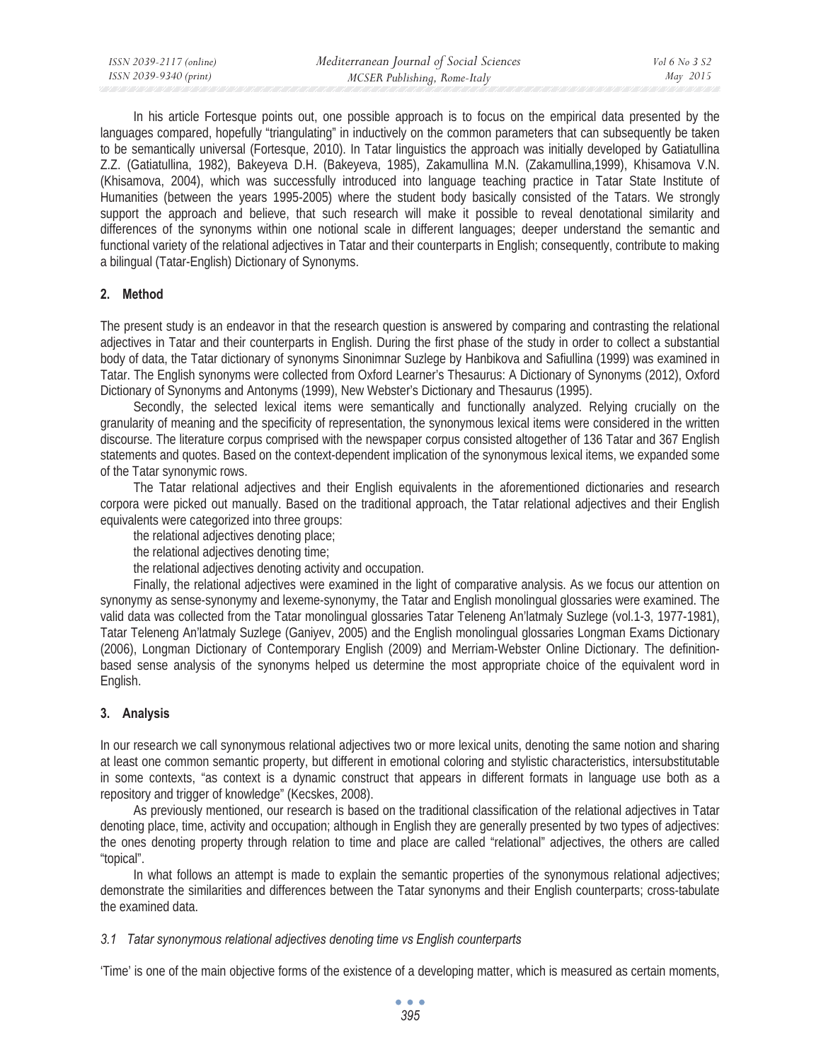In his article Fortesque points out, one possible approach is to focus on the empirical data presented by the languages compared, hopefully "triangulating" in inductively on the common parameters that can subsequently be taken to be semantically universal (Fortesque, 2010). In Tatar linguistics the approach was initially developed by Gatiatullina Z.Z. (Gatiatullina, 1982), Bakeyeva D.H. (Bakeyeva, 1985), Zakamullina M.N. (Zakamullina,1999), Khisamova V.N. (Khisamova, 2004), which was successfully introduced into language teaching practice in Tatar State Institute of Humanities (between the years 1995-2005) where the student body basically consisted of the Tatars. We strongly support the approach and believe, that such research will make it possible to reveal denotational similarity and differences of the synonyms within one notional scale in different languages; deeper understand the semantic and functional variety of the relational adjectives in Tatar and their counterparts in English; consequently, contribute to making a bilingual (Tatar-English) Dictionary of Synonyms.

## 2. Method

The present study is an endeavor in that the research question is answered by comparing and contrasting the relational adjectives in Tatar and their counterparts in English. During the first phase of the study in order to collect a substantial body of data, the Tatar dictionary of synonyms Sinonimnar Suzlege by Hanbikova and Safiullina (1999) was examined in Tatar. The English synonyms were collected from Oxford Learner's Thesaurus: A Dictionary of Synonyms (2012), Oxford Dictionary of Synonyms and Antonyms (1999), New Webster's Dictionary and Thesaurus (1995).

Secondly, the selected lexical items were semantically and functionally analyzed. Relying crucially on the granularity of meaning and the specificity of representation, the synonymous lexical items were considered in the written discourse. The literature corpus comprised with the newspaper corpus consisted altogether of 136 Tatar and 367 English statements and quotes. Based on the context-dependent implication of the synonymous lexical items, we expanded some of the Tatar synonymic rows.

The Tatar relational adjectives and their English equivalents in the aforementioned dictionaries and research corpora were picked out manually. Based on the traditional approach, the Tatar relational adjectives and their English equivalents were categorized into three groups:

the relational adjectives denoting place;

the relational adjectives denoting time;

the relational adjectives denoting activity and occupation.

Finally, the relational adjectives were examined in the light of comparative analysis. As we focus our attention on synonymy as sense-synonymy and lexeme-synonymy, the Tatar and English monolingual glossaries were examined. The valid data was collected from the Tatar monolingual glossaries Tatar Teleneng An'latmaly Suzlege (vol.1-3, 1977-1981), Tatar Teleneng An'latmaly Suzlege (Ganiyev, 2005) and the English monolingual glossaries Longman Exams Dictionary (2006), Longman Dictionary of Contemporary English (2009) and Merriam-Webster Online Dictionary. The definition-based sense analysis of the synonyms helped us determine the most appropriate choice of the equivalent word in English.

## 3. Analysis

In our research we call synonymous relational adjectives two or more lexical units, denoting the same notion and sharing at least one common semantic property, but different in emotional coloring and stylistic characteristics, intersubstitutable in some contexts, "as context is a dynamic construct that appears in different formats in language use both as a repository and trigger of knowledge" (Kecskes, 2008).

As previously mentioned, our research is based on the traditional classification of the relational adjectives in Tatar denoting place, time, activity and occupation; although in English they are generally presented by two types of adjectives: the ones denoting property through relation to time and place are called "relational" adjectives, the others are called "topical".

In what follows an attempt is made to explain the semantic properties of the synonymous relational adjectives; demonstrate the similarities and differences between the Tatar synonyms and their English counterparts; cross-tabulate the examined data.

### *3.1 Tatar synonymous relational adjectives denoting time vs English counterparts*

'Time' is one of the main objective forms of the existence of a developing matter, which is measured as certain moments,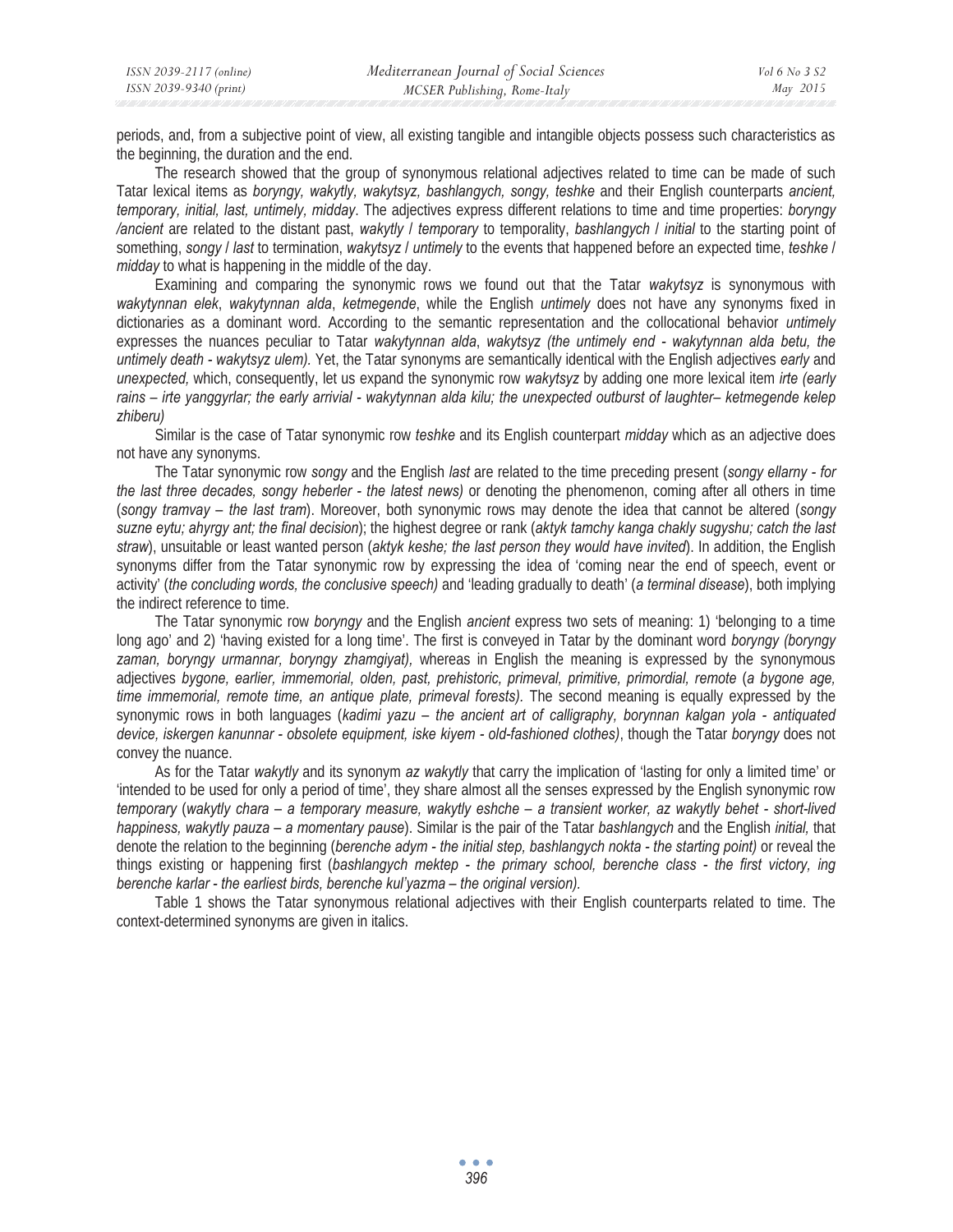periods, and, from a subjective point of view, all existing tangible and intangible objects possess such characteristics as the beginning, the duration and the end.

The research showed that the group of synonymous relational adjectives related to time can be made of such Tatar lexical items as *boryngy, wakytly, wakytsyz, bashlangych, songy, teshke* and their English counterparts *ancient, temporary, initial, last, untimely, midday*. The adjectives express different relations to time and time properties: *boryngy /ancient* are related to the distant past, *wakytly* / *temporary* to temporality, *bashlangych* / *initial* to the starting point of something, *songy* / *last* to termination, *wakytsyz* / *untimely* to the events that happened before an expected time, *teshke* / *midday* to what is happening in the middle of the day.

Examining and comparing the synonymic rows we found out that the Tatar *wakytsyz* is synonymous with *wakytynnan elek*, *wakytynnan alda*, *ketmegende*, while the English *untimely* does not have any synonyms fixed in dictionaries as a dominant word. According to the semantic representation and the collocational behavior *untimely* expresses the nuances peculiar to Tatar *wakytynnan alda*, *wakytsyz (the untimely end - wakytynnan alda betu, the untimely death - wakytsyz ulem).* Yet, the Tatar synonyms are semantically identical with the English adjectives *early* and *unexpected,* which, consequently, let us expand the synonymic row *wakytsyz* by adding one more lexical item *irte (early rains – irte yanggyrlar; the early arrivial - wakytynnan alda kilu; the unexpected outburst of laughter– ketmegende kelep zhiberu)*

Similar is the case of Tatar synonymic row *teshke* and its English counterpart *midday* which as an adjective does not have any synonyms.

The Tatar synonymic row *songy* and the English *last* are related to the time preceding present (*songy ellarny - for the last three decades, songy heberler - the latest news)* or denoting the phenomenon, coming after all others in time (*songy tramvay – the last tram*). Moreover, both synonymic rows may denote the idea that cannot be altered (*songy suzne eytu; ahyrgy ant; the final decision*); the highest degree or rank (*aktyk tamchy kanga chakly sugyshu; catch the last straw*), unsuitable or least wanted person (*aktyk keshe; the last person they would have invited*). In addition, the English synonyms differ from the Tatar synonymic row by expressing the idea of 'coming near the end of speech, event or activity' (*the concluding words, the conclusive speech)* and 'leading gradually to death' (*a terminal disease*), both implying the indirect reference to time.

The Tatar synonymic row *boryngy* and the English *ancient* express two sets of meaning: 1) 'belonging to a time long ago' and 2) 'having existed for a long time'. The first is conveyed in Tatar by the dominant word *boryngy (boryngy zaman, boryngy urmannar, boryngy zhamgiyat),* whereas in English the meaning is expressed by the synonymous adjectives *bygone, earlier, immemorial, olden, past, prehistoric, primeval, primitive, primordial, remote* (*a bygone age, time immemorial, remote time, an antique plate, primeval forests)*. The second meaning is equally expressed by the synonymic rows in both languages (*kadimi yazu – the ancient art of calligraphy, borynnan kalgan yola - antiquated device, iskergen kanunnar - obsolete equipment, iske kiyem - old-fashioned clothes)*, though the Tatar *boryngy* does not convey the nuance.

As for the Tatar *wakytly* and its synonym *az wakytly* that carry the implication of 'lasting for only a limited time' or 'intended to be used for only a period of time', they share almost all the senses expressed by the English synonymic row *temporary* (*wakytly chara – a temporary measure, wakytly eshche – a transient worker, az wakytly behet - short-lived happiness, wakytly pauza – a momentary pause*). Similar is the pair of the Tatar *bashlangych* and the English *initial,* that denote the relation to the beginning (*berenche adym - the initial step, bashlangych nokta - the starting point)* or reveal the things existing or happening first (*bashlangych mektep - the primary school, berenche class - the first victory, ing berenche karlar - the earliest birds, berenche kul'yazma – the original version).*

Table 1 shows the Tatar synonymous relational adjectives with their English counterparts related to time. The context-determined synonyms are given in italics.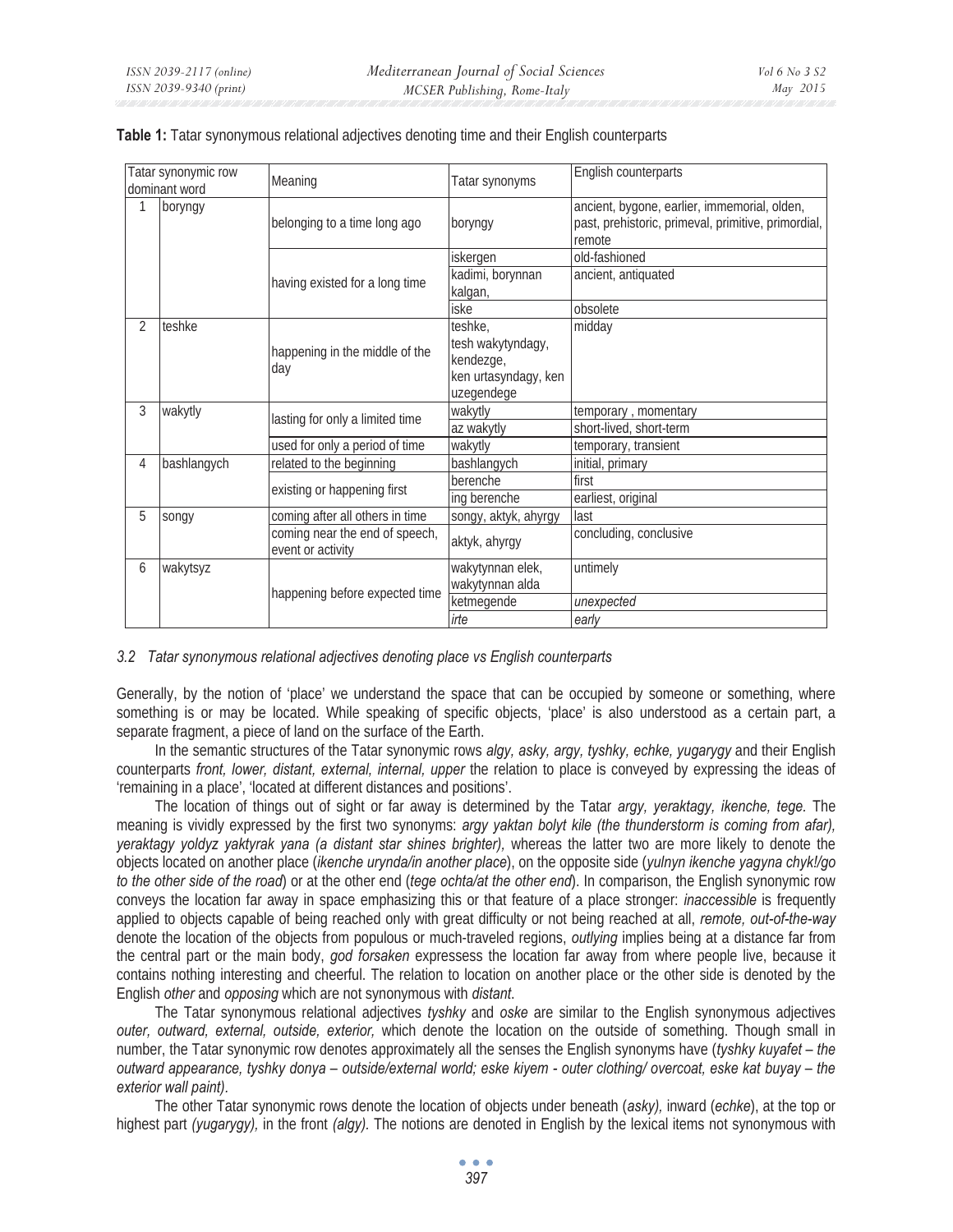**Table 1:** Tatar synonymous relational adjectives denoting time and their English counterparts

| Tatar synonymic row dominant word | | Meaning | Tatar synonyms | English counterparts |
|---|---|---|---|---|
| 1 | boryngy | belonging to a time long ago | boryngy | ancient, bygone, earlier, immemorial, olden, past, prehistoric, primeval, primitive, primordial, remote |
| | | having existed for a long time | iskergen | old-fashioned |
| | | | kadimi, borynnan kalgan, | ancient, antiquated |
| | | | iske | obsolete |
| 2 | teshke | happening in the middle of the day | teshke, tesh wakytyndagy, kendezge, ken urtasyndagy, ken uzegendege | midday |
| 3 | wakytly | lasting for only a limited time | wakytly | temporary , momentary |
| | | | az wakytly | short-lived, short-term |
| | | used for only a period of time | wakytly | temporary, transient |
| 4 | bashlangych | related to the beginning | bashlangych | initial, primary |
| | | existing or happening first | berenche | first |
| | | | ing berenche | earliest, original |
| 5 | songy | coming after all others in time | songy, aktyk, ahyrgy | last |
| | | coming near the end of speech, event or activity | aktyk, ahyrgy | concluding, conclusive |
| 6 | wakytsyz | happening before expected time | wakytynnan elek, wakytynnan alda | untimely |
| | | | ketmegende | *unexpected* |
| | | | *irte* | *early* |

### 3.2 Tatar synonymous relational adjectives denoting place vs English counterparts

Generally, by the notion of 'place' we understand the space that can be occupied by someone or something, where something is or may be located. While speaking of specific objects, 'place' is also understood as a certain part, a separate fragment, a piece of land on the surface of the Earth.

In the semantic structures of the Tatar synonymic rows *algy, asky, argy, tyshky, echke, yugarygy* and their English counterparts *front, lower, distant, external, internal, upper* the relation to place is conveyed by expressing the ideas of 'remaining in a place', 'located at different distances and positions'.

The location of things out of sight or far away is determined by the Tatar *argy, yeraktagy, ikenche, tege.* The meaning is vividly expressed by the first two synonyms: *argy yaktan bolyt kile (the thunderstorm is coming from afar), yeraktagy yoldyz yaktyrak yana (a distant star shines brighter),* whereas the latter two are more likely to denote the objects located on another place (*ikenche uryndа/in another place*), on the opposite side (*yulnyn ikenche yagyna chyk!/go to the other side of the road*) or at the other end (*tege ochta/at the other end*). In comparison, the English synonymic row conveys the location far away in space emphasizing this or that feature of a place stronger: *inaccessible* is frequently applied to objects capable of being reached only with great difficulty or not being reached at all, *remote, out-of-the-way* denote the location of the objects from populous or much-traveled regions, *outlying* implies being at a distance far from the central part or the main body, *god forsaken* expressess the location far away from where people live, because it contains nothing interesting and cheerful. The relation to location on another place or the other side is denoted by the English *other* and *opposing* which are not synonymous with *distant.*

The Tatar synonymous relational adjectives *tyshky* and *oske* are similar to the English synonymous adjectives *outer, outward, external, outside, exterior,* which denote the location on the outside of something. Though small in number, the Tatar synonymic row denotes approximately all the senses the English synonyms have (*tyshky kuyafet – the outward appearance, tyshky donya – outside/external world; eske kiyem - outer clothing/ overcoat, eske kat buyay – the exterior wall paint).*

The other Tatar synonymic rows denote the location of objects under beneath (*asky),* inward (*echke*), at the top or highest part *(yugarygy),* in the front *(algy).* The notions are denoted in English by the lexical items not synonymous with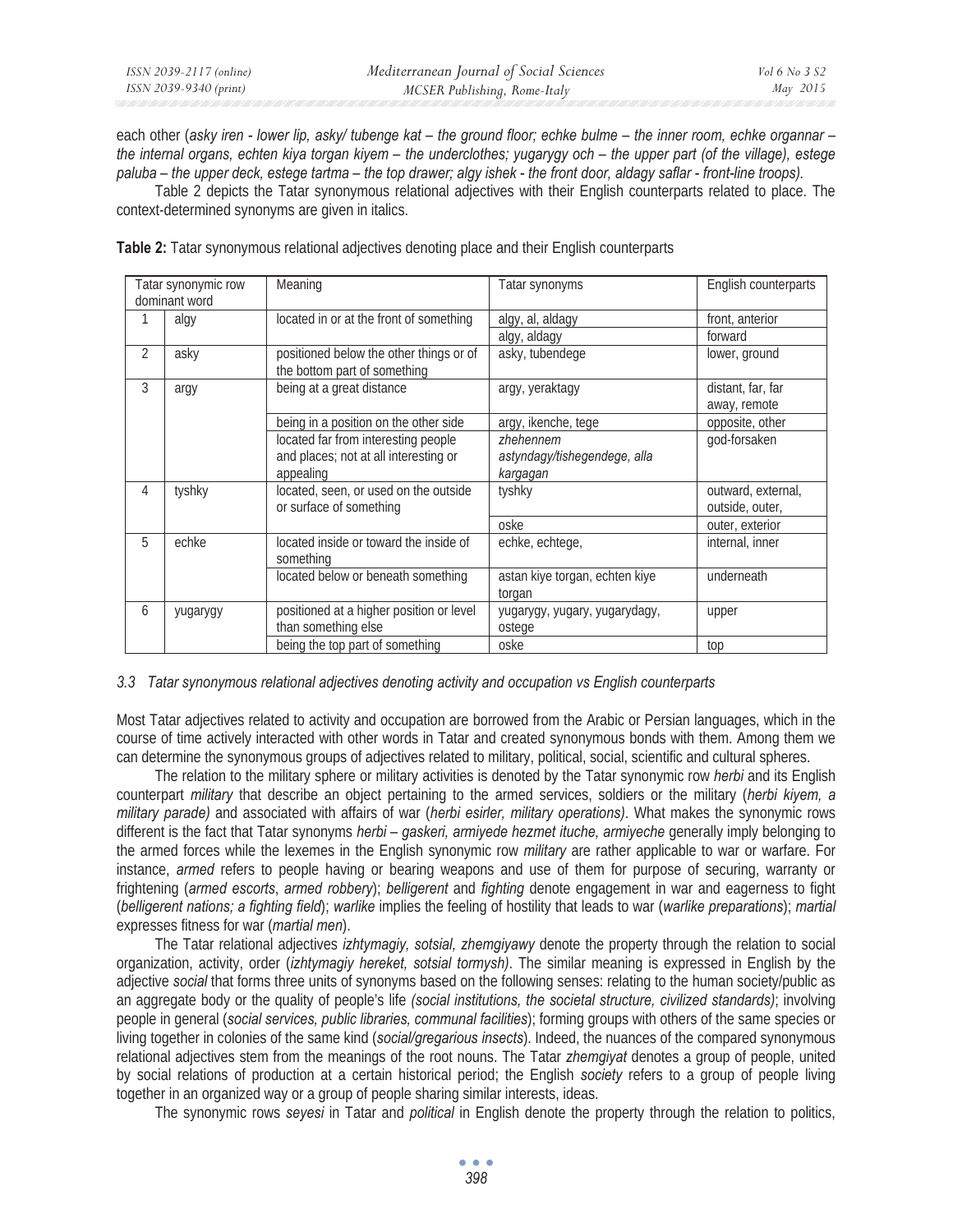each other (*asky iren - lower lip, asky/ tubenge kat – the ground floor; echke bulme – the inner room, echke organnar – the internal organs, echten kiya torgan kiyem – the underclothes; yugarygy och – the upper part (of the village), estege paluba – the upper deck, estege tartma – the top drawer; algy ishek - the front door, aldagy saflar - front-line troops).*

Table 2 depicts the Tatar synonymous relational adjectives with their English counterparts related to place. The context-determined synonyms are given in italics.

**Table 2:** Tatar synonymous relational adjectives denoting place and their English counterparts

| Tatar synonymic row dominant word | | Meaning | Tatar synonyms | English counterparts |
|---|---|---|---|---|
| 1 | algy | located in or at the front of something | algy, al, aldagy | front, anterior |
| | | | algy, aldagy | forward |
| 2 | asky | positioned below the other things or of the bottom part of something | asky, tubendege | lower, ground |
| 3 | argy | being at a great distance | argy, yeraktagy | distant, far, far away, remote |
| | | being in a position on the other side | argy, ikenche, tege | opposite, other |
| | | located far from interesting people and places; not at all interesting or appealing | *zhehennem astyndagy/tishegendege, alla kargagan* | god-forsaken |
| 4 | tyshky | located, seen, or used on the outside or surface of something | tyshky | outward, external, outside, outer, |
| | | | oske | outer, exterior |
| 5 | echke | located inside or toward the inside of something | echke, echtege, | internal, inner |
| | | located below or beneath something | astan kiye torgan, echten kiye torgan | underneath |
| 6 | yugarygy | positioned at a higher position or level than something else | yugarygy, yugary, yugarydagy, ostege | upper |
| | | being the top part of something | oske | top |

### *3.3 Tatar synonymous relational adjectives denoting activity and occupation vs English counterparts*

Most Tatar adjectives related to activity and occupation are borrowed from the Arabic or Persian languages, which in the course of time actively interacted with other words in Tatar and created synonymous bonds with them. Among them we can determine the synonymous groups of adjectives related to military, political, social, scientific and cultural spheres.

The relation to the military sphere or military activities is denoted by the Tatar synonymic row *herbi* and its English counterpart *military* that describe an object pertaining to the armed services, soldiers or the military (*herbi kiyem, a military parade)* and associated with affairs of war (*herbi esirler, military operations)*. What makes the synonymic rows different is the fact that Tatar synonyms *herbi – gaskeri, armiyede hezmet ituche, armiyeche* generally imply belonging to the armed forces while the lexemes in the English synonymic row *military* are rather applicable to war or warfare. For instance, *armed* refers to people having or bearing weapons and use of them for purpose of securing, warranty or frightening (*armed escorts*, *armed robbery*); *belligerent* and *fighting* denote engagement in war and eagerness to fight (*belligerent nations; a fighting field*); *warlike* implies the feeling of hostility that leads to war (*warlike preparations*); *martial* expresses fitness for war (*martial men*).

The Tatar relational adjectives *izhtymagiy, sotsial, zhemgiyawy* denote the property through the relation to social organization, activity, order (*izhtymagiy hereket, sotsial tormysh)*. The similar meaning is expressed in English by the adjective *social* that forms three units of synonyms based on the following senses: relating to the human society/public as an aggregate body or the quality of people's life *(social institutions, the societal structure, civilized standards)*; involving people in general (*social services, public libraries, communal facilities*); forming groups with others of the same species or living together in colonies of the same kind (*social/gregarious insects*). Indeed, the nuances of the compared synonymous relational adjectives stem from the meanings of the root nouns. The Tatar *zhemgiyat* denotes a group of people, united by social relations of production at a certain historical period; the English *society* refers to a group of people living together in an organized way or a group of people sharing similar interests, ideas.

The synonymic rows *seyesi* in Tatar and *political* in English denote the property through the relation to politics,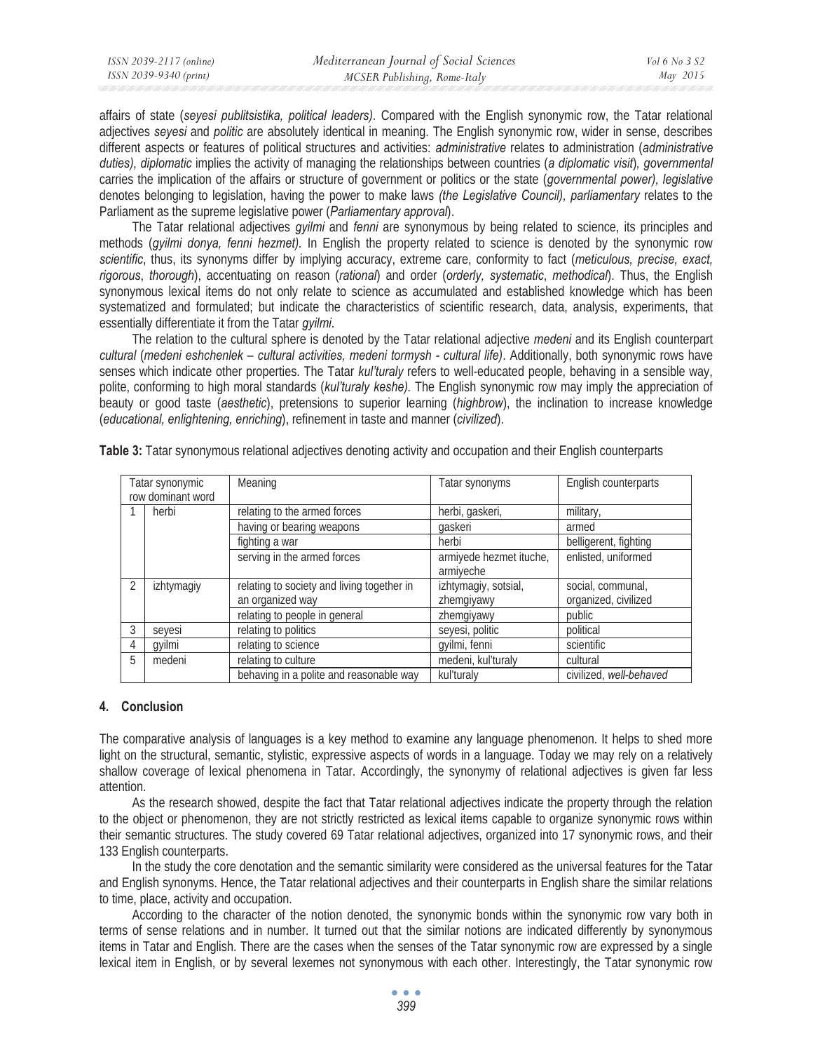affairs of state (*seyesi publitsistika, political leaders)*. Compared with the English synonymic row, the Tatar relational adjectives *seyesi* and *politic* are absolutely identical in meaning. The English synonymic row, wider in sense, describes different aspects or features of political structures and activities: *administrative* relates to administration (*administrative duties), diplomatic* implies the activity of managing the relationships between countries (*a diplomatic visit*)*, governmental* carries the implication of the affairs or structure of government or politics or the state (*governmental power), legislative* denotes belonging to legislation, having the power to make laws *(the Legislative Council)*, *parliamentary* relates to the Parliament as the supreme legislative power (*Parliamentary approval*).

The Tatar relational adjectives *gyilmi* and *fenni* are synonymous by being related to science, its principles and methods (*gyilmi donya, fenni hezmet).* In English the property related to science is denoted by the synonymic row *scientific*, thus, its synonyms differ by implying accuracy, extreme care, conformity to fact (*meticulous, precise, exact, rigorous*, *thorough*), accentuating on reason (*rational*) and order (*orderly, systematic*, *methodical*). Thus, the English synonymous lexical items do not only relate to science as accumulated and established knowledge which has been systematized and formulated; but indicate the characteristics of scientific research, data, analysis, experiments, that essentially differentiate it from the Tatar *gyilmi*.

The relation to the cultural sphere is denoted by the Tatar relational adjective *medeni* and its English counterpart *cultural* (*medeni eshchenlek – cultural activities, medeni tormysh - cultural life)*. Additionally, both synonymic rows have senses which indicate other properties. The Tatar *kul'turaly* refers to well-educated people, behaving in a sensible way, polite, conforming to high moral standards (*kul'turaly keshe).* The English synonymic row may imply the appreciation of beauty or good taste (*aesthetic*), pretensions to superior learning (*highbrow*), the inclination to increase knowledge (*educational, enlightening, enriching*), refinement in taste and manner (*civilized*).

**Table 3:** Tatar synonymous relational adjectives denoting activity and occupation and their English counterparts

| Tatar synonymic row dominant word | | Meaning | Tatar synonyms | English counterparts |
|---|---|---|---|---|
| 1 | herbi | relating to the armed forces | herbi, gaskeri, | military, |
| | | having or bearing weapons | gaskeri | armed |
| | | fighting a war | herbi | belligerent, fighting |
| | | serving in the armed forces | armiyede hezmet ituche, armiyeche | enlisted, uniformed |
| 2 | izhtymagiy | relating to society and living together in an organized way | izhtymagiy, sotsial, zhemgiyawy | social, communal, organized, civilized |
| | | relating to people in general | zhemgiyawy | public |
| 3 | seyesi | relating to politics | seyesi, politic | political |
| 4 | gyilmi | relating to science | gyilmi, fenni | scientific |
| 5 | medeni | relating to culture | medeni, kul'turaly | cultural |
| | | behaving in a polite and reasonable way | kul'turaly | civilized, *well-behaved* |

## 4. Conclusion

The comparative analysis of languages is a key method to examine any language phenomenon. It helps to shed more light on the structural, semantic, stylistic, expressive aspects of words in a language. Today we may rely on a relatively shallow coverage of lexical phenomena in Tatar. Accordingly, the synonymy of relational adjectives is given far less attention.

As the research showed, despite the fact that Tatar relational adjectives indicate the property through the relation to the object or phenomenon, they are not strictly restricted as lexical items capable to organize synonymic rows within their semantic structures. The study covered 69 Tatar relational adjectives, organized into 17 synonymic rows, and their 133 English counterparts.

In the study the core denotation and the semantic similarity were considered as the universal features for the Tatar and English synonyms. Hence, the Tatar relational adjectives and their counterparts in English share the similar relations to time, place, activity and occupation.

According to the character of the notion denoted, the synonymic bonds within the synonymic row vary both in terms of sense relations and in number. It turned out that the similar notions are indicated differently by synonymous items in Tatar and English. There are the cases when the senses of the Tatar synonymic row are expressed by a single lexical item in English, or by several lexemes not synonymous with each other. Interestingly, the Tatar synonymic row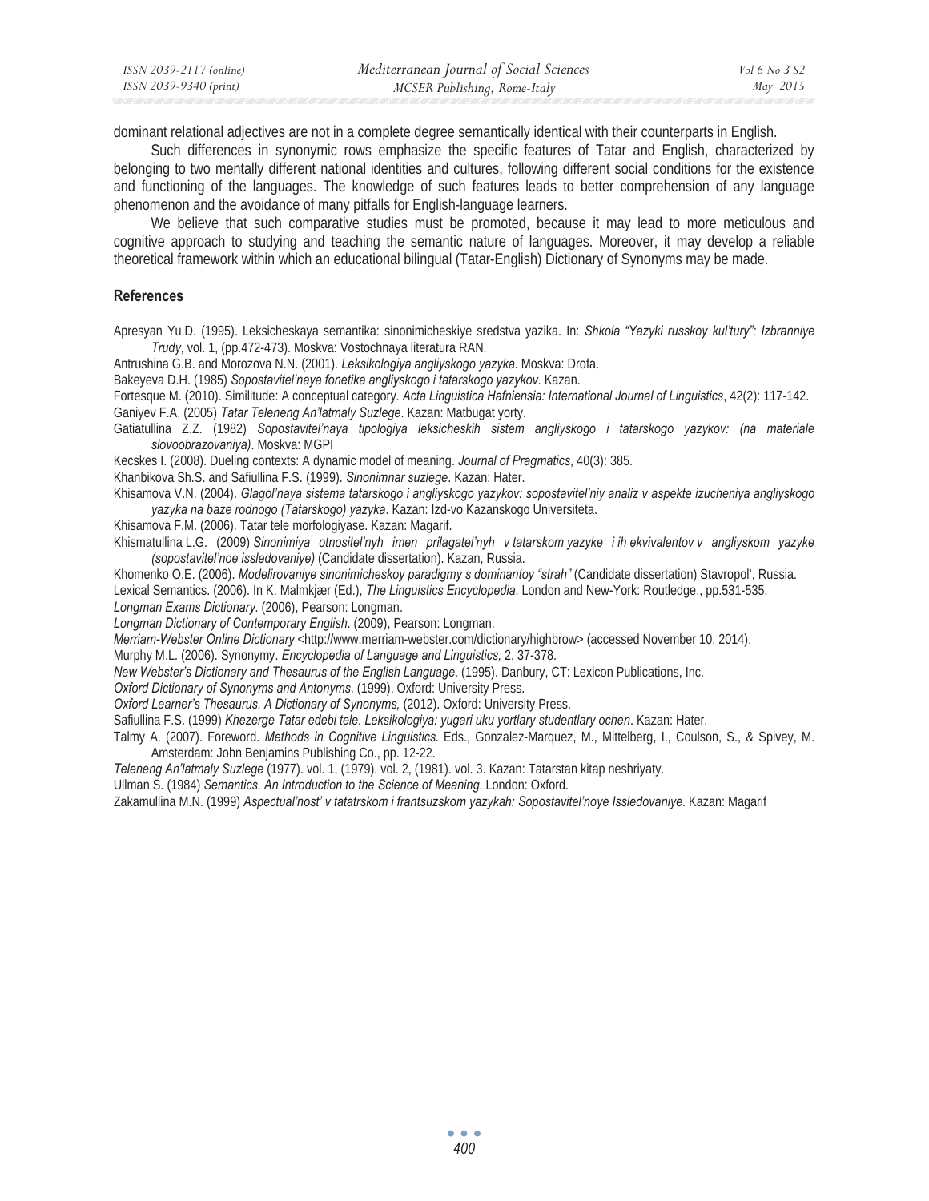dominant relational adjectives are not in a complete degree semantically identical with their counterparts in English.

Such differences in synonymic rows emphasize the specific features of Tatar and English, characterized by belonging to two mentally different national identities and cultures, following different social conditions for the existence and functioning of the languages. The knowledge of such features leads to better comprehension of any language phenomenon and the avoidance of many pitfalls for English-language learners.

We believe that such comparative studies must be promoted, because it may lead to more meticulous and cognitive approach to studying and teaching the semantic nature of languages. Moreover, it may develop a reliable theoretical framework within which an educational bilingual (Tatar-English) Dictionary of Synonyms may be made.

## References

Apresyan Yu.D. (1995). Leksicheskaya semantika: sinonimicheskiye sredstva yazika. In: *Shkola "Yazyki russkoy kul'tury": Izbranniye Trudy*, vol. 1, (pp.472-473). Moskva: Vostochnaya literatura RAN.

Antrushina G.B. and Morozova N.N. (2001). *Leksikologiya angliyskogo yazyka.* Moskva: Drofa.

Bakeyeva D.H. (1985) *Sopostavitel'naya fonetika angliyskogo i tatarskogo yazykov*. Kazan.

Fortesque M. (2010). Similitude: A conceptual category. *Acta Linguistica Hafniensia: International Journal of Linguistics*, 42(2): 117-142.

Ganiyev F.A. (2005) *Tatar Teleneng An'latmaly Suzlege*. Kazan: Matbugat yorty.

Gatiatullina Z.Z. (1982) *Sopostavitel'naya tipologiya leksicheskih sistem angliyskogo i tatarskogo yazykov: (na materiale slovoobrazovaniya)*. Moskva: MGPI

Kecskes I. (2008). Dueling contexts: A dynamic model of meaning. *Journal of Pragmatics*, 40(3): 385.

Khanbikova Sh.S. and Safiullina F.S. (1999). *Sinonimnar suzlege*. Kazan: Hater.

Khisamova V.N. (2004). *Glagol'naya sistema tatarskogo i angliyskogo yazykov: sopostavitel'niy analiz v aspekte izucheniya angliyskogo yazyka na baze rodnogo (Tatarskogo) yazyka*. Kazan: Izd-vo Kazanskogo Universiteta.

Khisamova F.M. (2006). Tatar tele morfologiyase. Kazan: Magarif.

Khismatullina L.G. (2009) *Sinonimiya otnositel'nyh imen prilagatel'nyh v tatarskom yazyke i ih ekvivalentov v angliyskom yazyke (sopostavitel'noe issledovaniye)* (Candidate dissertation). Kazan, Russia.

Khomenko O.E. (2006). *Modelirovaniye sinonimicheskoy paradigmy s dominantoy "strah"* (Candidate dissertation) Stavropol', Russia.

Lexical Semantics. (2006). In K. Malmkjær (Ed.), *The Linguistics Encyclopedia*. London and New-York: Routledge., pp.531-535.

*Longman Exams Dictionary*. (2006), Pearson: Longman.

*Longman Dictionary of Contemporary English*. (2009), Pearson: Longman.

*Merriam-Webster Online Dictionary* <http://www.merriam-webster.com/dictionary/highbrow> (accessed November 10, 2014).

Murphy M.L. (2006). Synonymy. *Encyclopedia of Language and Linguistics,* 2, 37-378.

*New Webster's Dictionary and Thesaurus of the English Language*. (1995). Danbury, CT: Lexicon Publications, Inc.

*Oxford Dictionary of Synonyms and Antonyms*. (1999). Oxford: University Press.

*Oxford Learner's Thesaurus. A Dictionary of Synonyms,* (2012). Oxford: University Press.

Safiullina F.S. (1999) *Khezerge Tatar edebi tele. Leksikologiya: yugari uku yortlary studentlary ochen*. Kazan: Hater.

Talmy A. (2007). Foreword. *Methods in Cognitive Linguistics*. Eds., Gonzalez-Marquez, M., Mittelberg, I., Coulson, S., & Spivey, M. Amsterdam: John Benjamins Publishing Co., pp. 12-22.

*Teleneng An'latmaly Suzlege* (1977). vol. 1, (1979). vol. 2, (1981). vol. 3. Kazan: Tatarstan kitap neshriyaty.

Ullman S. (1984) *Semantics. An Introduction to the Science of Meaning*. London: Oxford.

Zakamullina M.N. (1999) *Aspectual'nost' v tatatrskom i frantsuzskom yazykah: Sopostavitel'noye Issledovaniye*. Kazan: Magarif